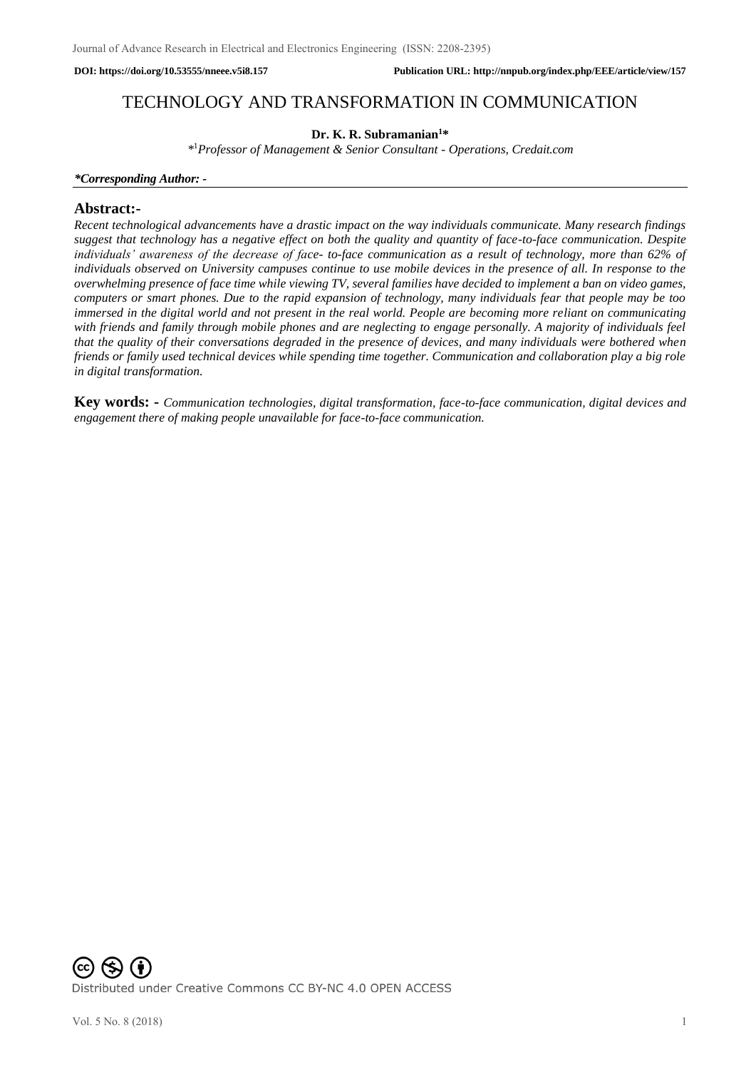**DOI: https://doi.org/10.53555/nneee.v5i8.157** **Publication URL: http://nnpub.org/index.php/EEE/article/view/157**

# TECHNOLOGY AND TRANSFORMATION IN COMMUNICATION

**Dr. K. R. Subramanian[1]***

*[1]*Professor of Management & Senior Consultant - Operations, Credait.com*

***Corresponding Author: -***

## Abstract:-

*Recent technological advancements have a drastic impact on the way individuals communicate. Many research findings suggest that technology has a negative effect on both the quality and quantity of face-to-face communication. Despite individuals' awareness of the decrease of face- to-face communication as a result of technology, more than 62% of individuals observed on University campuses continue to use mobile devices in the presence of all. In response to the overwhelming presence of face time while viewing TV, several families have decided to implement a ban on video games, computers or smart phones. Due to the rapid expansion of technology, many individuals fear that people may be too immersed in the digital world and not present in the real world. People are becoming more reliant on communicating with friends and family through mobile phones and are neglecting to engage personally. A majority of individuals feel that the quality of their conversations degraded in the presence of devices, and many individuals were bothered when friends or family used technical devices while spending time together. Communication and collaboration play a big role in digital transformation.*

**Key words: -** *Communication technologies, digital transformation, face-to-face communication, digital devices and engagement there of making people unavailable for face-to-face communication.*

Distributed under Creative Commons CC BY-NC 4.0 OPEN ACCESS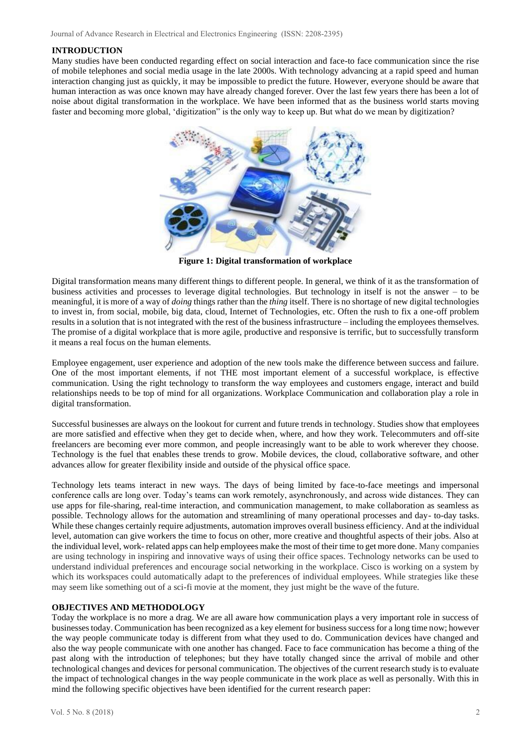## INTRODUCTION

Many studies have been conducted regarding effect on social interaction and face-to face communication since the rise of mobile telephones and social media usage in the late 2000s. With technology advancing at a rapid speed and human interaction changing just as quickly, it may be impossible to predict the future. However, everyone should be aware that human interaction as was once known may have already changed forever. Over the last few years there has been a lot of noise about digital transformation in the workplace. We have been informed that as the business world starts moving faster and becoming more global, 'digitization" is the only way to keep up. But what do we mean by digitization?

**Figure 1: Digital transformation of workplace**

Digital transformation means many different things to different people. In general, we think of it as the transformation of business activities and processes to leverage digital technologies. But technology in itself is not the answer – to be meaningful, it is more of a way of *doing* things rather than the *thing* itself. There is no shortage of new digital technologies to invest in, from social, mobile, big data, cloud, Internet of Technologies, etc. Often the rush to fix a one-off problem results in a solution that is not integrated with the rest of the business infrastructure – including the employees themselves. The promise of a digital workplace that is more agile, productive and responsive is terrific, but to successfully transform it means a real focus on the human elements.

Employee engagement, user experience and adoption of the new tools make the difference between success and failure. One of the most important elements, if not THE most important element of a successful workplace, is effective communication. Using the right technology to transform the way employees and customers engage, interact and build relationships needs to be top of mind for all organizations. Workplace Communication and collaboration play a role in digital transformation.

Successful businesses are always on the lookout for current and future trends in technology. Studies show that employees are more satisfied and effective when they get to decide when, where, and how they work. Telecommuters and off-site freelancers are becoming ever more common, and people increasingly want to be able to work wherever they choose. Technology is the fuel that enables these trends to grow. Mobile devices, the cloud, collaborative software, and other advances allow for greater flexibility inside and outside of the physical office space.

Technology lets teams interact in new ways. The days of being limited by face-to-face meetings and impersonal conference calls are long over. Today's teams can work remotely, asynchronously, and across wide distances. They can use apps for file-sharing, real-time interaction, and communication management, to make collaboration as seamless as possible. Technology allows for the automation and streamlining of many operational processes and day- to-day tasks. While these changes certainly require adjustments, automation improves overall business efficiency. And at the individual level, automation can give workers the time to focus on other, more creative and thoughtful aspects of their jobs. Also at the individual level, work- related apps can help employees make the most of their time to get more done. Many companies are using technology in inspiring and innovative ways of using their office spaces. Technology networks can be used to understand individual preferences and encourage social networking in the workplace. Cisco is working on a system by which its workspaces could automatically adapt to the preferences of individual employees. While strategies like these may seem like something out of a sci-fi movie at the moment, they just might be the wave of the future.

## OBJECTIVES AND METHODOLOGY

Today the workplace is no more a drag. We are all aware how communication plays a very important role in success of businesses today. Communication has been recognized as a key element for business success for a long time now; however the way people communicate today is different from what they used to do. Communication devices have changed and also the way people communicate with one another has changed. Face to face communication has become a thing of the past along with the introduction of telephones; but they have totally changed since the arrival of mobile and other technological changes and devices for personal communication. The objectives of the current research study is to evaluate the impact of technological changes in the way people communicate in the work place as well as personally. With this in mind the following specific objectives have been identified for the current research paper: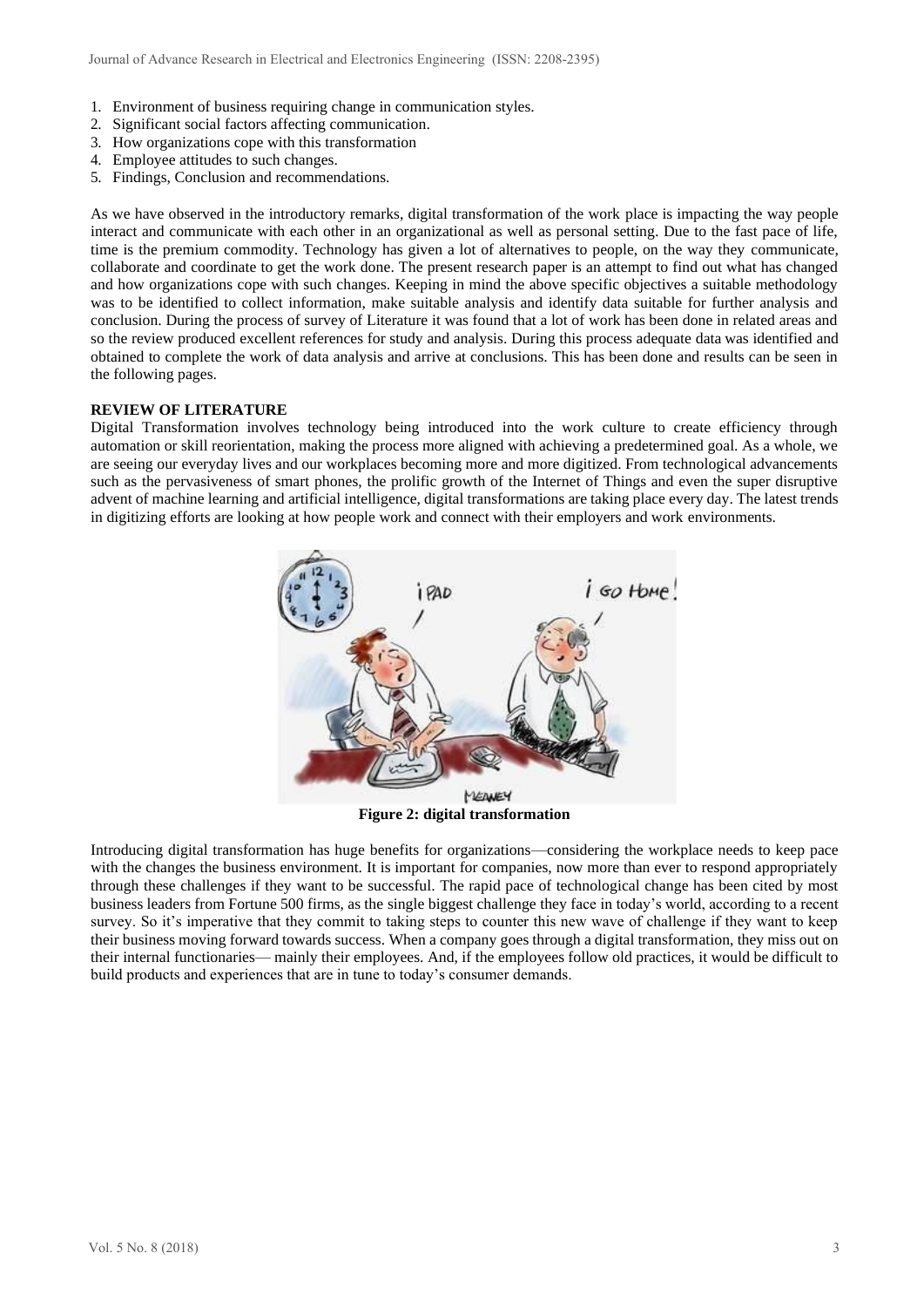1. Environment of business requiring change in communication styles.
2. Significant social factors affecting communication.
3. How organizations cope with this transformation
4. Employee attitudes to such changes.
5. Findings, Conclusion and recommendations.

As we have observed in the introductory remarks, digital transformation of the work place is impacting the way people interact and communicate with each other in an organizational as well as personal setting. Due to the fast pace of life, time is the premium commodity. Technology has given a lot of alternatives to people, on the way they communicate, collaborate and coordinate to get the work done. The present research paper is an attempt to find out what has changed and how organizations cope with such changes. Keeping in mind the above specific objectives a suitable methodology was to be identified to collect information, make suitable analysis and identify data suitable for further analysis and conclusion. During the process of survey of Literature it was found that a lot of work has been done in related areas and so the review produced excellent references for study and analysis. During this process adequate data was identified and obtained to complete the work of data analysis and arrive at conclusions. This has been done and results can be seen in the following pages.

**REVIEW OF LITERATURE**

Digital Transformation involves technology being introduced into the work culture to create efficiency through automation or skill reorientation, making the process more aligned with achieving a predetermined goal. As a whole, we are seeing our everyday lives and our workplaces becoming more and more digitized. From technological advancements such as the pervasiveness of smart phones, the prolific growth of the Internet of Things and even the super disruptive advent of machine learning and artificial intelligence, digital transformations are taking place every day. The latest trends in digitizing efforts are looking at how people work and connect with their employers and work environments.

**Figure 2: digital transformation**

Introducing digital transformation has huge benefits for organizations—considering the workplace needs to keep pace with the changes the business environment. It is important for companies, now more than ever to respond appropriately through these challenges if they want to be successful. The rapid pace of technological change has been cited by most business leaders from Fortune 500 firms, as the single biggest challenge they face in today's world, according to a recent survey. So it's imperative that they commit to taking steps to counter this new wave of challenge if they want to keep their business moving forward towards success. When a company goes through a digital transformation, they miss out on their internal functionaries— mainly their employees. And, if the employees follow old practices, it would be difficult to build products and experiences that are in tune to today's consumer demands.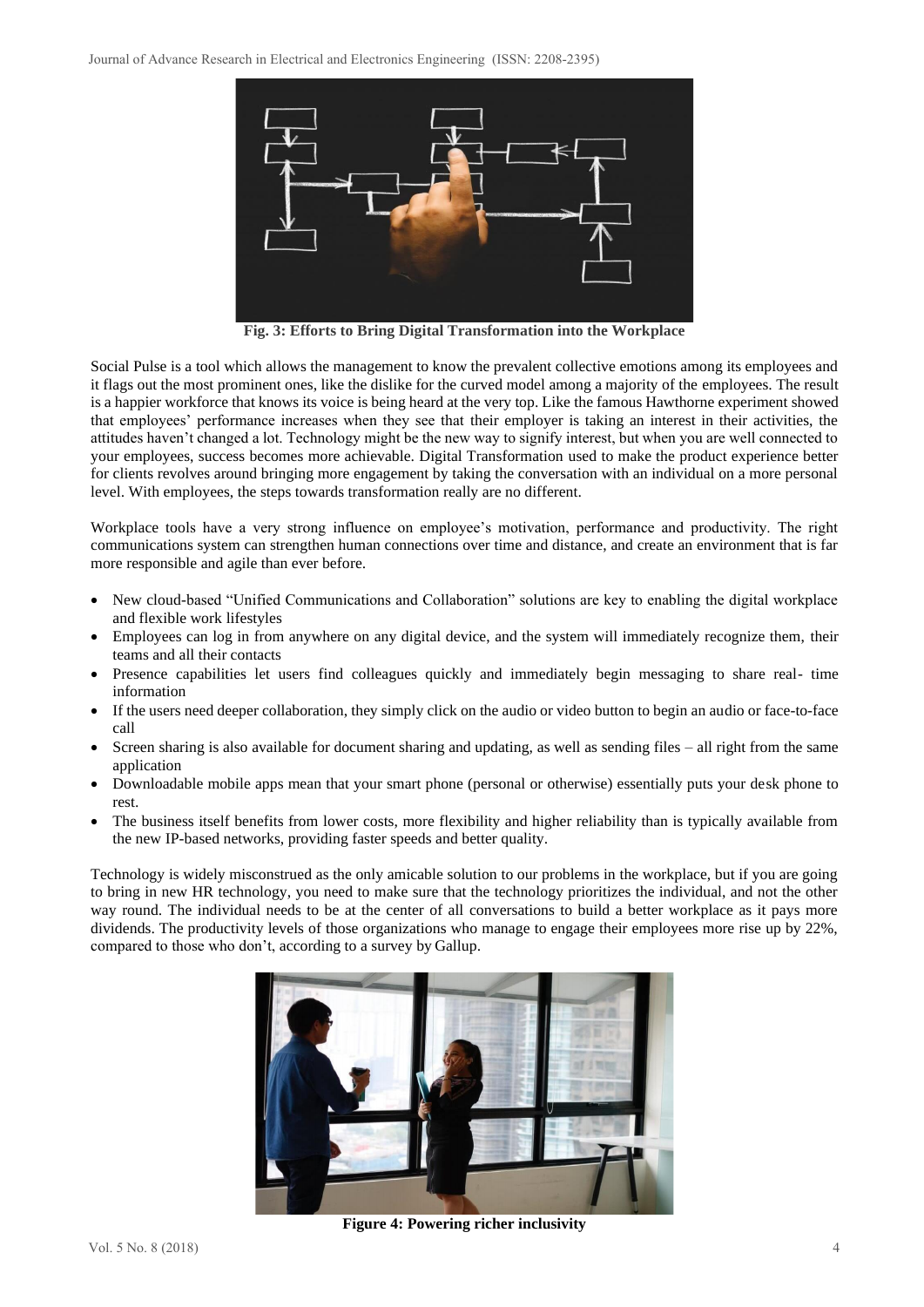Fig. 3: Efforts to Bring Digital Transformation into the Workplace

Social Pulse is a tool which allows the management to know the prevalent collective emotions among its employees and it flags out the most prominent ones, like the dislike for the curved model among a majority of the employees. The result is a happier workforce that knows its voice is being heard at the very top. Like the famous Hawthorne experiment showed that employees' performance increases when they see that their employer is taking an interest in their activities, the attitudes haven't changed a lot. Technology might be the new way to signify interest, but when you are well connected to your employees, success becomes more achievable. Digital Transformation used to make the product experience better for clients revolves around bringing more engagement by taking the conversation with an individual on a more personal level. With employees, the steps towards transformation really are no different.

Workplace tools have a very strong influence on employee's motivation, performance and productivity. The right communications system can strengthen human connections over time and distance, and create an environment that is far more responsible and agile than ever before.

- New cloud-based "Unified Communications and Collaboration" solutions are key to enabling the digital workplace and flexible work lifestyles
- Employees can log in from anywhere on any digital device, and the system will immediately recognize them, their teams and all their contacts
- Presence capabilities let users find colleagues quickly and immediately begin messaging to share real- time information
- If the users need deeper collaboration, they simply click on the audio or video button to begin an audio or face-to-face call
- Screen sharing is also available for document sharing and updating, as well as sending files – all right from the same application
- Downloadable mobile apps mean that your smart phone (personal or otherwise) essentially puts your desk phone to rest.
- The business itself benefits from lower costs, more flexibility and higher reliability than is typically available from the new IP-based networks, providing faster speeds and better quality.

Technology is widely misconstrued as the only amicable solution to our problems in the workplace, but if you are going to bring in new HR technology, you need to make sure that the technology prioritizes the individual, and not the other way round. The individual needs to be at the center of all conversations to build a better workplace as it pays more dividends. The productivity levels of those organizations who manage to engage their employees more rise up by 22%, compared to those who don't, according to a survey by Gallup.

Figure 4: Powering richer inclusivity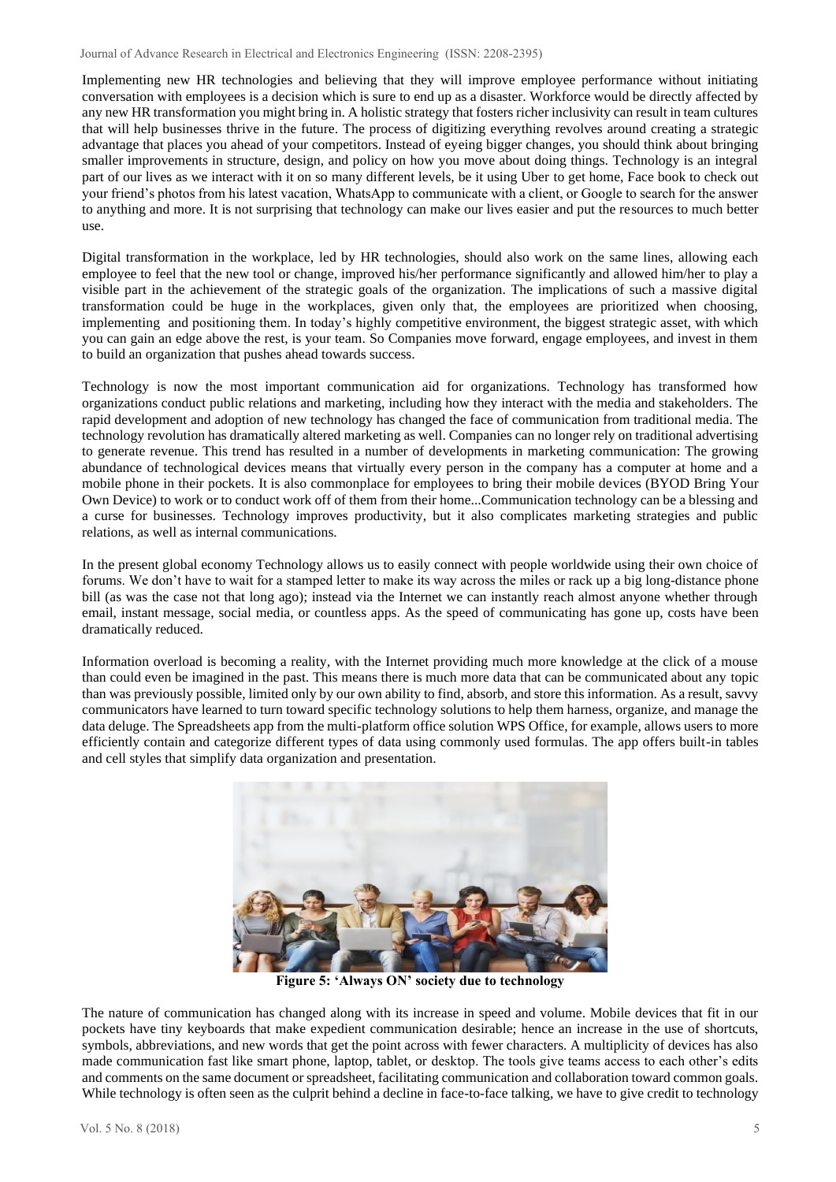Implementing new HR technologies and believing that they will improve employee performance without initiating conversation with employees is a decision which is sure to end up as a disaster. Workforce would be directly affected by any new HR transformation you might bring in. A holistic strategy that fosters richer inclusivity can result in team cultures that will help businesses thrive in the future. The process of digitizing everything revolves around creating a strategic advantage that places you ahead of your competitors. Instead of eyeing bigger changes, you should think about bringing smaller improvements in structure, design, and policy on how you move about doing things. Technology is an integral part of our lives as we interact with it on so many different levels, be it using Uber to get home, Face book to check out your friend's photos from his latest vacation, WhatsApp to communicate with a client, or Google to search for the answer to anything and more. It is not surprising that technology can make our lives easier and put the resources to much better use.

Digital transformation in the workplace, led by HR technologies, should also work on the same lines, allowing each employee to feel that the new tool or change, improved his/her performance significantly and allowed him/her to play a visible part in the achievement of the strategic goals of the organization. The implications of such a massive digital transformation could be huge in the workplaces, given only that, the employees are prioritized when choosing, implementing and positioning them. In today's highly competitive environment, the biggest strategic asset, with which you can gain an edge above the rest, is your team. So Companies move forward, engage employees, and invest in them to build an organization that pushes ahead towards success.

Technology is now the most important communication aid for organizations. Technology has transformed how organizations conduct public relations and marketing, including how they interact with the media and stakeholders. The rapid development and adoption of new technology has changed the face of communication from traditional media. The technology revolution has dramatically altered marketing as well. Companies can no longer rely on traditional advertising to generate revenue. This trend has resulted in a number of developments in marketing communication: The growing abundance of technological devices means that virtually every person in the company has a computer at home and a mobile phone in their pockets. It is also commonplace for employees to bring their mobile devices (BYOD Bring Your Own Device) to work or to conduct work off of them from their home...Communication technology can be a blessing and a curse for businesses. Technology improves productivity, but it also complicates marketing strategies and public relations, as well as internal communications.

In the present global economy Technology allows us to easily connect with people worldwide using their own choice of forums. We don't have to wait for a stamped letter to make its way across the miles or rack up a big long-distance phone bill (as was the case not that long ago); instead via the Internet we can instantly reach almost anyone whether through email, instant message, social media, or countless apps. As the speed of communicating has gone up, costs have been dramatically reduced.

Information overload is becoming a reality, with the Internet providing much more knowledge at the click of a mouse than could even be imagined in the past. This means there is much more data that can be communicated about any topic than was previously possible, limited only by our own ability to find, absorb, and store this information. As a result, savvy communicators have learned to turn toward specific technology solutions to help them harness, organize, and manage the data deluge. The Spreadsheets app from the multi-platform office solution WPS Office, for example, allows users to more efficiently contain and categorize different types of data using commonly used formulas. The app offers built-in tables and cell styles that simplify data organization and presentation.

**Figure 5: 'Always ON' society due to technology**

The nature of communication has changed along with its increase in speed and volume. Mobile devices that fit in our pockets have tiny keyboards that make expedient communication desirable; hence an increase in the use of shortcuts, symbols, abbreviations, and new words that get the point across with fewer characters. A multiplicity of devices has also made communication fast like smart phone, laptop, tablet, or desktop. The tools give teams access to each other's edits and comments on the same document or spreadsheet, facilitating communication and collaboration toward common goals. While technology is often seen as the culprit behind a decline in face-to-face talking, we have to give credit to technology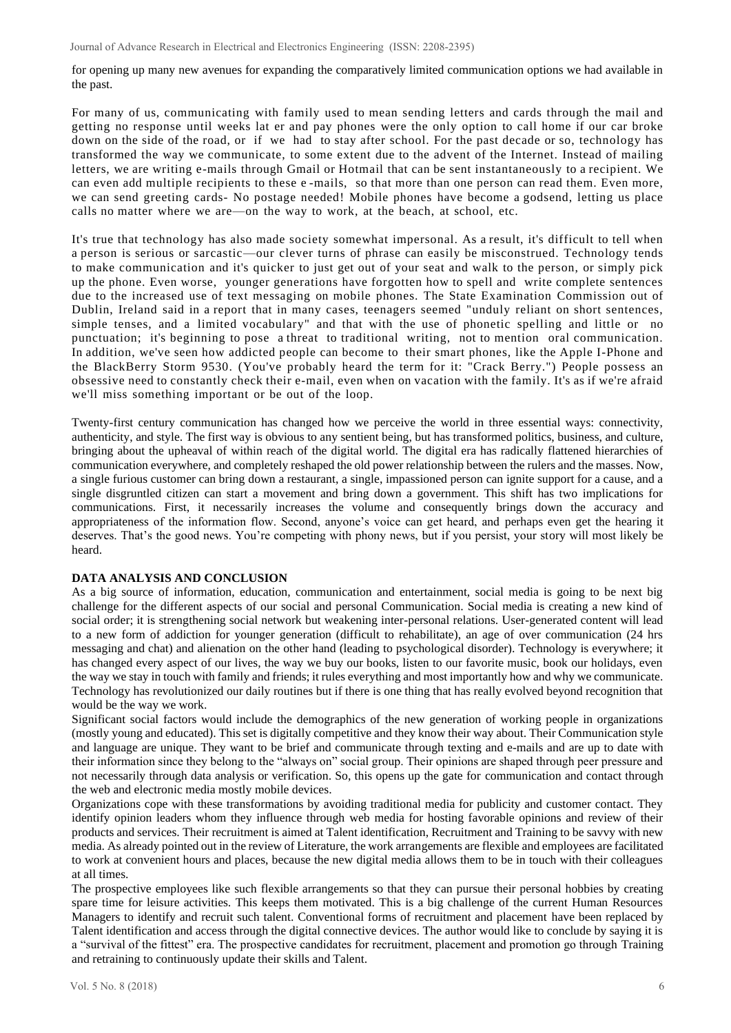for opening up many new avenues for expanding the comparatively limited communication options we had available in the past.

For many of us, communicating with family used to mean sending letters and cards through the mail and getting no response until weeks lat er and pay phones were the only option to call home if our car broke down on the side of the road, or if we had to stay after school. For the past decade or so, technology has transformed the way we communicate, to some extent due to the advent of the Internet. Instead of mailing letters, we are writing e-mails through Gmail or Hotmail that can be sent instantaneously to a recipient. We can even add multiple recipients to these e -mails, so that more than one person can read them. Even more, we can send greeting cards- No postage needed! Mobile phones have become a godsend, letting us place calls no matter where we are—on the way to work, at the beach, at school, etc.

It's true that technology has also made society somewhat impersonal. As a result, it's difficult to tell when a person is serious or sarcastic—our clever turns of phrase can easily be misconstrued. Technology tends to make communication and it's quicker to just get out of your seat and walk to the person, or simply pick up the phone. Even worse, younger generations have forgotten how to spell and write complete sentences due to the increased use of text messaging on mobile phones. The State Examination Commission out of Dublin, Ireland said in a report that in many cases, teenagers seemed "unduly reliant on short sentences, simple tenses, and a limited vocabulary" and that with the use of phonetic spelling and little or no punctuation; it's beginning to pose a threat to traditional writing, not to mention oral communication. In addition, we've seen how addicted people can become to their smart phones, like the Apple I-Phone and the BlackBerry Storm 9530. (You've probably heard the term for it: "Crack Berry.") People possess an obsessive need to constantly check their e-mail, even when on vacation with the family. It's as if we're afraid we'll miss something important or be out of the loop.

Twenty-first century communication has changed how we perceive the world in three essential ways: connectivity, authenticity, and style. The first way is obvious to any sentient being, but has transformed politics, business, and culture, bringing about the upheaval of within reach of the digital world. The digital era has radically flattened hierarchies of communication everywhere, and completely reshaped the old power relationship between the rulers and the masses. Now, a single furious customer can bring down a restaurant, a single, impassioned person can ignite support for a cause, and a single disgruntled citizen can start a movement and bring down a government. This shift has two implications for communications. First, it necessarily increases the volume and consequently brings down the accuracy and appropriateness of the information flow. Second, anyone's voice can get heard, and perhaps even get the hearing it deserves. That's the good news. You're competing with phony news, but if you persist, your story will most likely be heard.

## DATA ANALYSIS AND CONCLUSION

As a big source of information, education, communication and entertainment, social media is going to be next big challenge for the different aspects of our social and personal Communication. Social media is creating a new kind of social order; it is strengthening social network but weakening inter-personal relations. User-generated content will lead to a new form of addiction for younger generation (difficult to rehabilitate), an age of over communication (24 hrs messaging and chat) and alienation on the other hand (leading to psychological disorder). Technology is everywhere; it has changed every aspect of our lives, the way we buy our books, listen to our favorite music, book our holidays, even the way we stay in touch with family and friends; it rules everything and most importantly how and why we communicate. Technology has revolutionized our daily routines but if there is one thing that has really evolved beyond recognition that would be the way we work.

Significant social factors would include the demographics of the new generation of working people in organizations (mostly young and educated). This set is digitally competitive and they know their way about. Their Communication style and language are unique. They want to be brief and communicate through texting and e-mails and are up to date with their information since they belong to the "always on" social group. Their opinions are shaped through peer pressure and not necessarily through data analysis or verification. So, this opens up the gate for communication and contact through the web and electronic media mostly mobile devices.

Organizations cope with these transformations by avoiding traditional media for publicity and customer contact. They identify opinion leaders whom they influence through web media for hosting favorable opinions and review of their products and services. Their recruitment is aimed at Talent identification, Recruitment and Training to be savvy with new media. As already pointed out in the review of Literature, the work arrangements are flexible and employees are facilitated to work at convenient hours and places, because the new digital media allows them to be in touch with their colleagues at all times.

The prospective employees like such flexible arrangements so that they can pursue their personal hobbies by creating spare time for leisure activities. This keeps them motivated. This is a big challenge of the current Human Resources Managers to identify and recruit such talent. Conventional forms of recruitment and placement have been replaced by Talent identification and access through the digital connective devices. The author would like to conclude by saying it is a "survival of the fittest" era. The prospective candidates for recruitment, placement and promotion go through Training and retraining to continuously update their skills and Talent.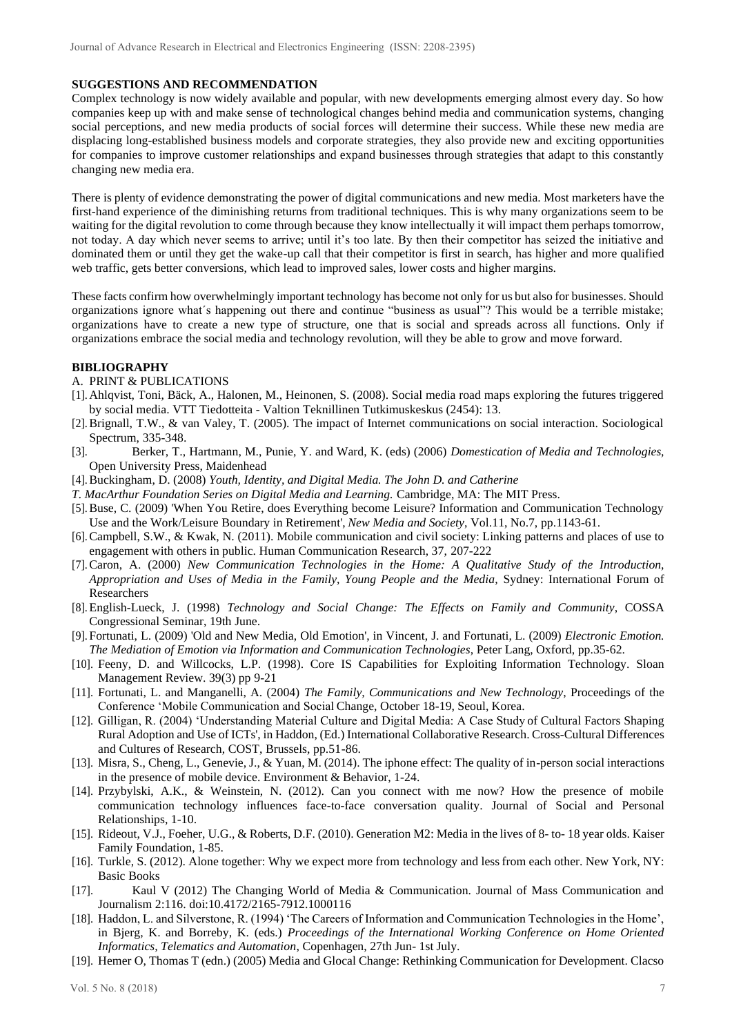## SUGGESTIONS AND RECOMMENDATION

Complex technology is now widely available and popular, with new developments emerging almost every day. So how companies keep up with and make sense of technological changes behind media and communication systems, changing social perceptions, and new media products of social forces will determine their success. While these new media are displacing long-established business models and corporate strategies, they also provide new and exciting opportunities for companies to improve customer relationships and expand businesses through strategies that adapt to this constantly changing new media era.

There is plenty of evidence demonstrating the power of digital communications and new media. Most marketers have the first-hand experience of the diminishing returns from traditional techniques. This is why many organizations seem to be waiting for the digital revolution to come through because they know intellectually it will impact them perhaps tomorrow, not today. A day which never seems to arrive; until it's too late. By then their competitor has seized the initiative and dominated them or until they get the wake-up call that their competitor is first in search, has higher and more qualified web traffic, gets better conversions, which lead to improved sales, lower costs and higher margins.

These facts confirm how overwhelmingly important technology has become not only for us but also for businesses. Should organizations ignore what´s happening out there and continue "business as usual"? This would be a terrible mistake; organizations have to create a new type of structure, one that is social and spreads across all functions. Only if organizations embrace the social media and technology revolution, will they be able to grow and move forward.

## BIBLIOGRAPHY

A. PRINT & PUBLICATIONS

[1]. Ahlqvist, Toni, Bäck, A., Halonen, M., Heinonen, S. (2008). Social media road maps exploring the futures triggered by social media. VTT Tiedotteita - Valtion Teknillinen Tutkimuskeskus (2454): 13.

[2]. Brignall, T.W., & van Valey, T. (2005). The impact of Internet communications on social interaction. Sociological Spectrum, 335-348.

[3]. Berker, T., Hartmann, M., Punie, Y. and Ward, K. (eds) (2006) *Domestication of Media and Technologies,* Open University Press, Maidenhead

[4]. Buckingham, D. (2008) *Youth, Identity, and Digital Media. The John D. and Catherine T. MacArthur Foundation Series on Digital Media and Learning.* Cambridge, MA: The MIT Press.

[5]. Buse, C. (2009) 'When You Retire, does Everything become Leisure? Information and Communication Technology Use and the Work/Leisure Boundary in Retirement', *New Media and Society*, Vol.11, No.7, pp.1143-61.

[6]. Campbell, S.W., & Kwak, N. (2011). Mobile communication and civil society: Linking patterns and places of use to engagement with others in public. Human Communication Research, 37, 207-222

[7]. Caron, A. (2000) *New Communication Technologies in the Home: A Qualitative Study of the Introduction, Appropriation and Uses of Media in the Family, Young People and the Media,* Sydney: International Forum of Researchers

[8]. English-Lueck, J. (1998) *Technology and Social Change: The Effects on Family and Community*, COSSA Congressional Seminar, 19th June.

[9]. Fortunati, L. (2009) 'Old and New Media, Old Emotion', in Vincent, J. and Fortunati, L. (2009) *Electronic Emotion. The Mediation of Emotion via Information and Communication Technologies*, Peter Lang, Oxford, pp.35-62.

[10]. Feeny, D. and Willcocks, L.P. (1998). Core IS Capabilities for Exploiting Information Technology. Sloan Management Review. 39(3) pp 9-21

[11]. Fortunati, L. and Manganelli, A. (2004) *The Family, Communications and New Technology*, Proceedings of the Conference 'Mobile Communication and Social Change, October 18-19, Seoul, Korea.

[12]. Gilligan, R. (2004) 'Understanding Material Culture and Digital Media: A Case Study of Cultural Factors Shaping Rural Adoption and Use of ICTs', in Haddon, (Ed.) International Collaborative Research. Cross-Cultural Differences and Cultures of Research, COST, Brussels, pp.51-86.

[13]. Misra, S., Cheng, L., Genevie, J., & Yuan, M. (2014). The iphone effect: The quality of in-person social interactions in the presence of mobile device. Environment & Behavior, 1-24.

[14]. Przybylski, A.K., & Weinstein, N. (2012). Can you connect with me now? How the presence of mobile communication technology influences face-to-face conversation quality. Journal of Social and Personal Relationships, 1-10.

[15]. Rideout, V.J., Foeher, U.G., & Roberts, D.F. (2010). Generation M2: Media in the lives of 8- to- 18 year olds. Kaiser Family Foundation, 1-85.

[16]. Turkle, S. (2012). Alone together: Why we expect more from technology and less from each other. New York, NY: Basic Books

[17]. Kaul V (2012) The Changing World of Media & Communication. Journal of Mass Communication and Journalism 2:116. doi:10.4172/2165-7912.1000116

[18]. Haddon, L. and Silverstone, R. (1994) 'The Careers of Information and Communication Technologies in the Home', in Bjerg, K. and Borreby, K. (eds.) *Proceedings of the International Working Conference on Home Oriented Informatics, Telematics and Automation,* Copenhagen, 27th Jun- 1st July.

[19]. Hemer O, Thomas T (edn.) (2005) Media and Glocal Change: Rethinking Communication for Development. Clacso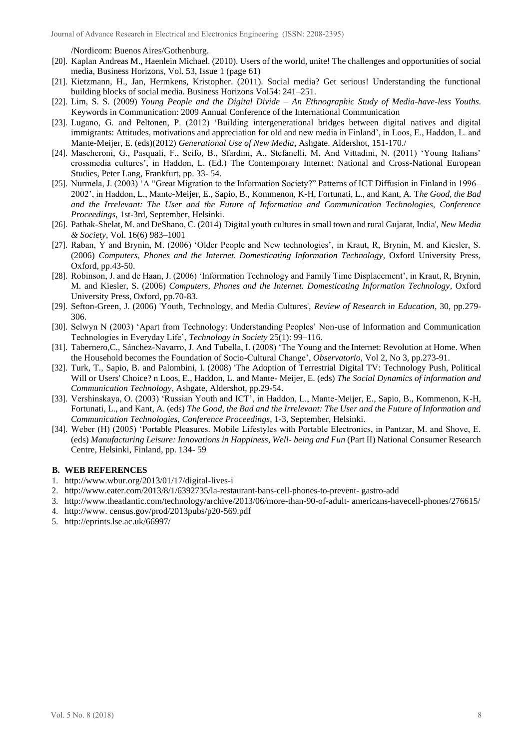/Nordicom: Buenos Aires/Gothenburg.

[20]. Kaplan Andreas M., Haenlein Michael. (2010). Users of the world, unite! The challenges and opportunities of social media, Business Horizons, Vol. 53, Issue 1 (page 61)

[21]. Kietzmann, H., Jan, Hermkens, Kristopher. (2011). Social media? Get serious! Understanding the functional building blocks of social media. Business Horizons Vol54: 241–251.

[22]. Lim, S. S. (2009) *Young People and the Digital Divide – An Ethnographic Study of Media-have-less Youths*. Keywords in Communication: 2009 Annual Conference of the International Communication

[23]. Lugano, G. and Peltonen, P. (2012) 'Building intergenerational bridges between digital natives and digital immigrants: Attitudes, motivations and appreciation for old and new media in Finland', in Loos, E., Haddon, L. and Mante-Meijer, E. (eds)(2012) *Generational Use of New Media*, Ashgate. Aldershot, 151-170./

[24]. Mascheroni, G., Pasquali, F., Scifo, B., Sfardini, A., Stefanelli, M. And Vittadini, N. (2011) 'Young Italians' crossmedia cultures', in Haddon, L. (Ed.) The Contemporary Internet: National and Cross-National European Studies, Peter Lang, Frankfurt, pp. 33- 54.

[25]. Nurmela, J. (2003) 'A "Great Migration to the Information Society?" Patterns of ICT Diffusion in Finland in 1996–2002', in Haddon, L., Mante-Meijer, E., Sapio, B., Kommenon, K-H, Fortunati, L., and Kant, A. T*he Good, the Bad and the Irrelevant: The User and the Future of Information and Communication Technologies, Conference Proceedings*, 1st-3rd, September, Helsinki.

[26]. Pathak-Shelat, M. and DeShano, C. (2014) 'Digital youth cultures in small town and rural Gujarat, India', *New Media & Society*, Vol. 16(6) 983–1001

[27]. Raban, Y and Brynin, M. (2006) 'Older People and New technologies', in Kraut, R, Brynin, M. and Kiesler, S. (2006) *Computers, Phones and the Internet. Domesticating Information Technology*, Oxford University Press, Oxford, pp.43-50.

[28]. Robinson, J. and de Haan, J. (2006) 'Information Technology and Family Time Displacement', in Kraut, R, Brynin, M. and Kiesler, S. (2006) *Computers, Phones and the Internet. Domesticating Information Technology*, Oxford University Press, Oxford, pp.70-83.

[29]. Sefton-Green, J. (2006) 'Youth, Technology, and Media Cultures', *Review of Research in Education*, 30, pp.279-306.

[30]. Selwyn N (2003) 'Apart from Technology: Understanding Peoples' Non-use of Information and Communication Technologies in Everyday Life', *Technology in Society* 25(1): 99–116.

[31]. Tabernero,C., Sánchez-Navarro, J. And Tubella, I. (2008) 'The Young and the Internet: Revolution at Home. When the Household becomes the Foundation of Socio-Cultural Change', *Observatorio*, Vol 2, No 3, pp.273-91.

[32]. Turk, T., Sapio, B. and Palombini, I. (2008) 'The Adoption of Terrestrial Digital TV: Technology Push, Political Will or Users' Choice? n Loos, E., Haddon, L. and Mante- Meijer, E. (eds) *The Social Dynamics of information and Communication Technology*, Ashgate, Aldershot, pp.29-54.

[33]. Vershinskaya, O. (2003) 'Russian Youth and ICT', in Haddon, L., Mante-Meijer, E., Sapio, B., Kommenon, K-H, Fortunati, L., and Kant, A. (eds) *The Good, the Bad and the Irrelevant: The User and the Future of Information and Communication Technologies, Conference Proceedings*, 1-3, September, Helsinki.

[34]. Weber (H) (2005) 'Portable Pleasures. Mobile Lifestyles with Portable Electronics, in Pantzar, M. and Shove, E. (eds) *Manufacturing Leisure: Innovations in Happiness, Well- being and Fun* (Part II) National Consumer Research Centre, Helsinki, Finland, pp. 134- 59

### B. WEB REFERENCES

1. http://www.wbur.org/2013/01/17/digital-lives-i
2. http://www.eater.com/2013/8/1/6392735/la-restaurant-bans-cell-phones-to-prevent- gastro-add
3. http://www.theatlantic.com/technology/archive/2013/06/more-than-90-of-adult- americans-havecell-phones/276615/
4. http://www. census.gov/prod/2013pubs/p20-569.pdf
5. http://eprints.lse.ac.uk/66997/